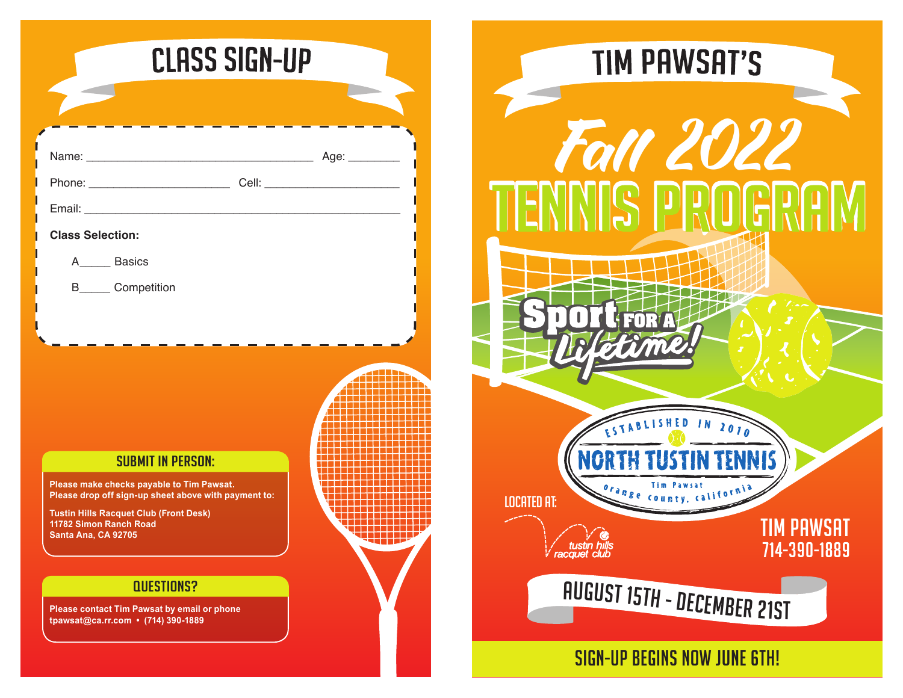# CLASS SIGN-UP

Name: ___________________________________ Age: ________

Phone: ______________________ Cell: _____________________

Email: ________________________________________________

**Class Selection:**

A_____ Basics

B_____ Competition

## SUBMIT IN PERSON:

**Please make checks payable to Tim Pawsat.**
**Please drop off sign-up sheet above with payment to:**

**Tustin Hills Racquet Club (Front Desk)**
**11782 Simon Ranch Road**
**Santa Ana, CA 92705**

## QUESTIONS?

**Please contact Tim Pawsat by email or phone**
**tpawsat@ca.rr.com • (714) 390-1889**

# TIM PAWSAT'S

# Fall 2022 TENNIS PROGRAM

**Sport FOR A *Lifetime!***

ESTABLISHED IN 2010
**NORTH TUSTIN TENNIS**
Tim Pawsat
orange county, california

LOCATED AT:

tustin hills racquet club

TIM PAWSAT
714-390-1889

## AUGUST 15TH - DECEMBER 21ST

## SIGN-UP BEGINS NOW JUNE 6TH!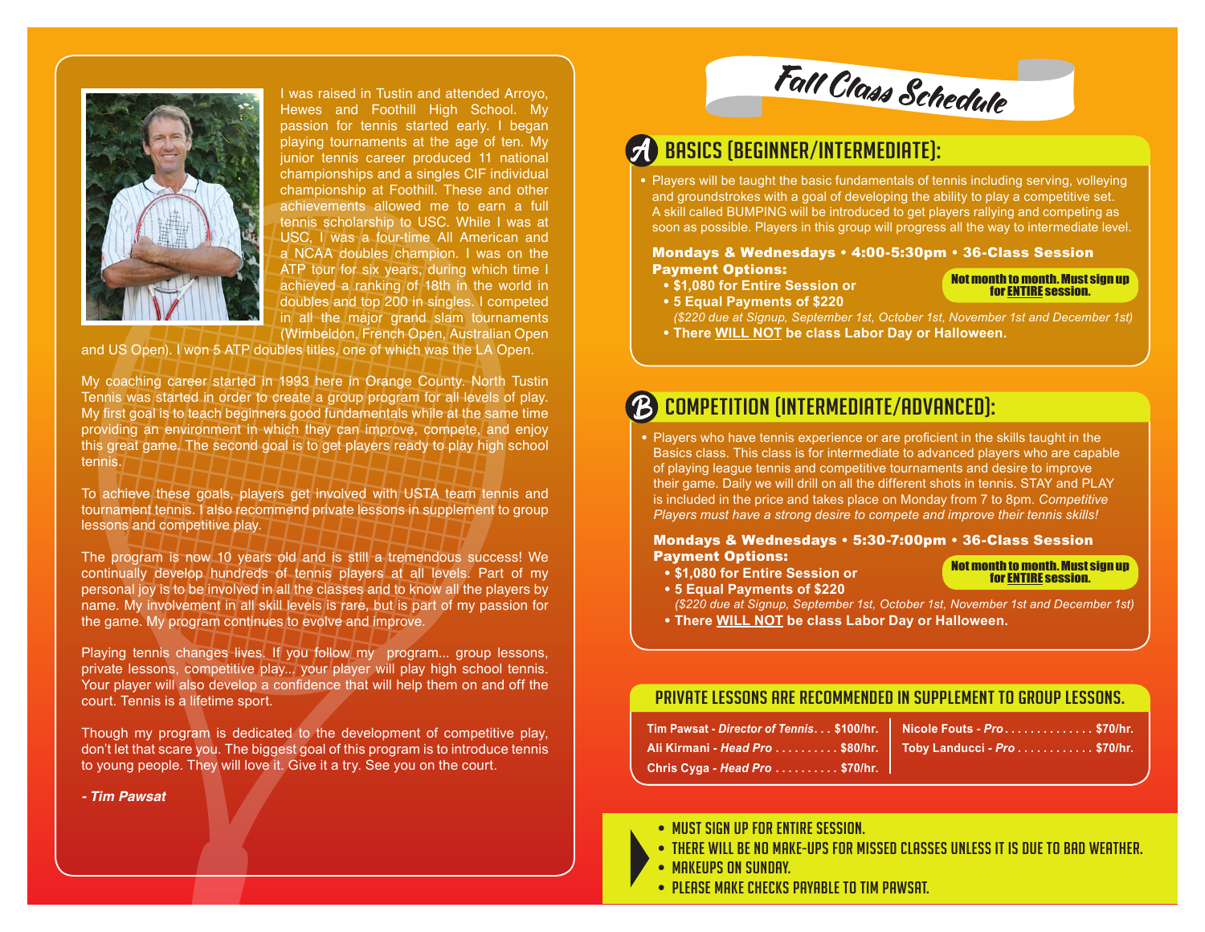I was raised in Tustin and attended Arroyo, Hewes and Foothill High School. My passion for tennis started early. I began playing tournaments at the age of ten. My junior tennis career produced 11 national championships and a singles CIF individual championship at Foothill. These and other achievements allowed me to earn a full tennis scholarship to USC. While I was at USC, I was a four-time All American and a NCAA doubles champion. I was on the ATP tour for six years, during which time I achieved a ranking of 18th in the world in doubles and top 200 in singles. I competed in all the major grand slam tournaments (Wimbeldon, French Open, Australian Open and US Open). I won 5 ATP doubles titles, one of which was the LA Open.

My coaching career started in 1993 here in Orange County. North Tustin Tennis was started in order to create a group program for all levels of play. My first goal is to teach beginners good fundamentals while at the same time providing an environment in which they can improve, compete, and enjoy this great game. The second goal is to get players ready to play high school tennis.

To achieve these goals, players get involved with USTA team tennis and tournament tennis. I also recommend private lessons in supplement to group lessons and competitive play.

The program is now 10 years old and is still a tremendous success! We continually develop hundreds of tennis players at all levels. Part of my personal joy is to be involved in all the classes and to know all the players by name. My involvement in all skill levels is rare, but is part of my passion for the game. My program continues to evolve and improve.

Playing tennis changes lives. If you follow my program... group lessons, private lessons, competitive play... your player will play high school tennis. Your player will also develop a confidence that will help them on and off the court. Tennis is a lifetime sport.

Though my program is dedicated to the development of competitive play, don't let that scare you. The biggest goal of this program is to introduce tennis to young people. They will love it. Give it a try. See you on the court.

*- Tim Pawsat*

# Fall Class Schedule

## A BASICS (BEGINNER/INTERMEDIATE):

- Players will be taught the basic fundamentals of tennis including serving, volleying and groundstrokes with a goal of developing the ability to play a competitive set. A skill called BUMPING will be introduced to get players rallying and competing as soon as possible. Players in this group will progress all the way to intermediate level.

**Mondays & Wednesdays • 4:00-5:30pm • 36-Class Session**

**Payment Options:**

- **$1,080 for Entire Session or**
- **5 Equal Payments of $220**

*($220 due at Signup, September 1st, October 1st, November 1st and December 1st)*

- **There WILL NOT be class Labor Day or Halloween.**

**Not month to month. Must sign up for ENTIRE session.**

## B COMPETITION (INTERMEDIATE/ADVANCED):

- Players who have tennis experience or are proficient in the skills taught in the Basics class. This class is for intermediate to advanced players who are capable of playing league tennis and competitive tournaments and desire to improve their game. Daily we will drill on all the different shots in tennis. STAY and PLAY is included in the price and takes place on Monday from 7 to 8pm. *Competitive Players must have a strong desire to compete and improve their tennis skills!*

**Mondays & Wednesdays • 5:30-7:00pm • 36-Class Session**

**Payment Options:**

- **$1,080 for Entire Session or**
- **5 Equal Payments of $220**

*($220 due at Signup, September 1st, October 1st, November 1st and December 1st)*

- **There WILL NOT be class Labor Day or Halloween.**

**Not month to month. Must sign up for ENTIRE session.**

## PRIVATE LESSONS ARE RECOMMENDED IN SUPPLEMENT TO GROUP LESSONS.

| | |
|---|---|
| Tim Pawsat - *Director of Tennis*... $100/hr. | Nicole Fouts - *Pro*.............. $70/hr. |
| Ali Kirmani - *Head Pro*.......... $80/hr. | Toby Landucci - *Pro*............ $70/hr. |
| Chris Cyga - *Head Pro*.......... $70/hr. | |

- MUST SIGN UP FOR ENTIRE SESSION.
- THERE WILL BE NO MAKE-UPS FOR MISSED CLASSES UNLESS IT IS DUE TO BAD WEATHER.
- MAKEUPS ON SUNDAY.
- PLEASE MAKE CHECKS PAYABLE TO TIM PAWSAT.